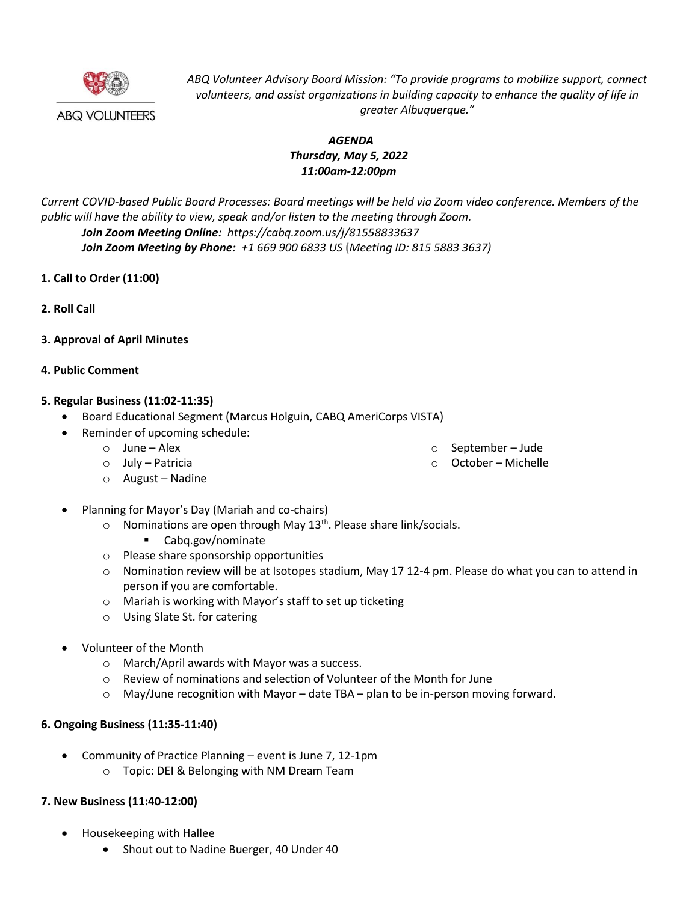ABQ VOLUNTEERS

*ABQ Volunteer Advisory Board Mission: "To provide programs to mobilize support, connect volunteers, and assist organizations in building capacity to enhance the quality of life in greater Albuquerque."*

***AGENDA***
***Thursday, May 5, 2022***
***11:00am-12:00pm***

*Current COVID-based Public Board Processes: Board meetings will be held via Zoom video conference. Members of the public will have the ability to view, speak and/or listen to the meeting through Zoom.*

***Join Zoom Meeting Online:*** *https://cabq.zoom.us/j/81558833637*
***Join Zoom Meeting by Phone:*** *+1 669 900 6833 US (Meeting ID: 815 5883 3637)*

**1. Call to Order (11:00)**

**2. Roll Call**

**3. Approval of April Minutes**

**4. Public Comment**

**5. Regular Business (11:02-11:35)**

- Board Educational Segment (Marcus Holguin, CABQ AmeriCorps VISTA)
- Reminder of upcoming schedule:
  - June – Alex
  - July – Patricia
  - August – Nadine
  - September – Jude
  - October – Michelle
- Planning for Mayor's Day (Mariah and co-chairs)
  - Nominations are open through May 13th. Please share link/socials.
    - Cabq.gov/nominate
  - Please share sponsorship opportunities
  - Nomination review will be at Isotopes stadium, May 17 12-4 pm. Please do what you can to attend in person if you are comfortable.
  - Mariah is working with Mayor's staff to set up ticketing
  - Using Slate St. for catering
- Volunteer of the Month
  - March/April awards with Mayor was a success.
  - Review of nominations and selection of Volunteer of the Month for June
  - May/June recognition with Mayor – date TBA – plan to be in-person moving forward.

**6. Ongoing Business (11:35-11:40)**

- Community of Practice Planning – event is June 7, 12-1pm
  - Topic: DEI & Belonging with NM Dream Team

**7. New Business (11:40-12:00)**

- Housekeeping with Hallee
  - Shout out to Nadine Buerger, 40 Under 40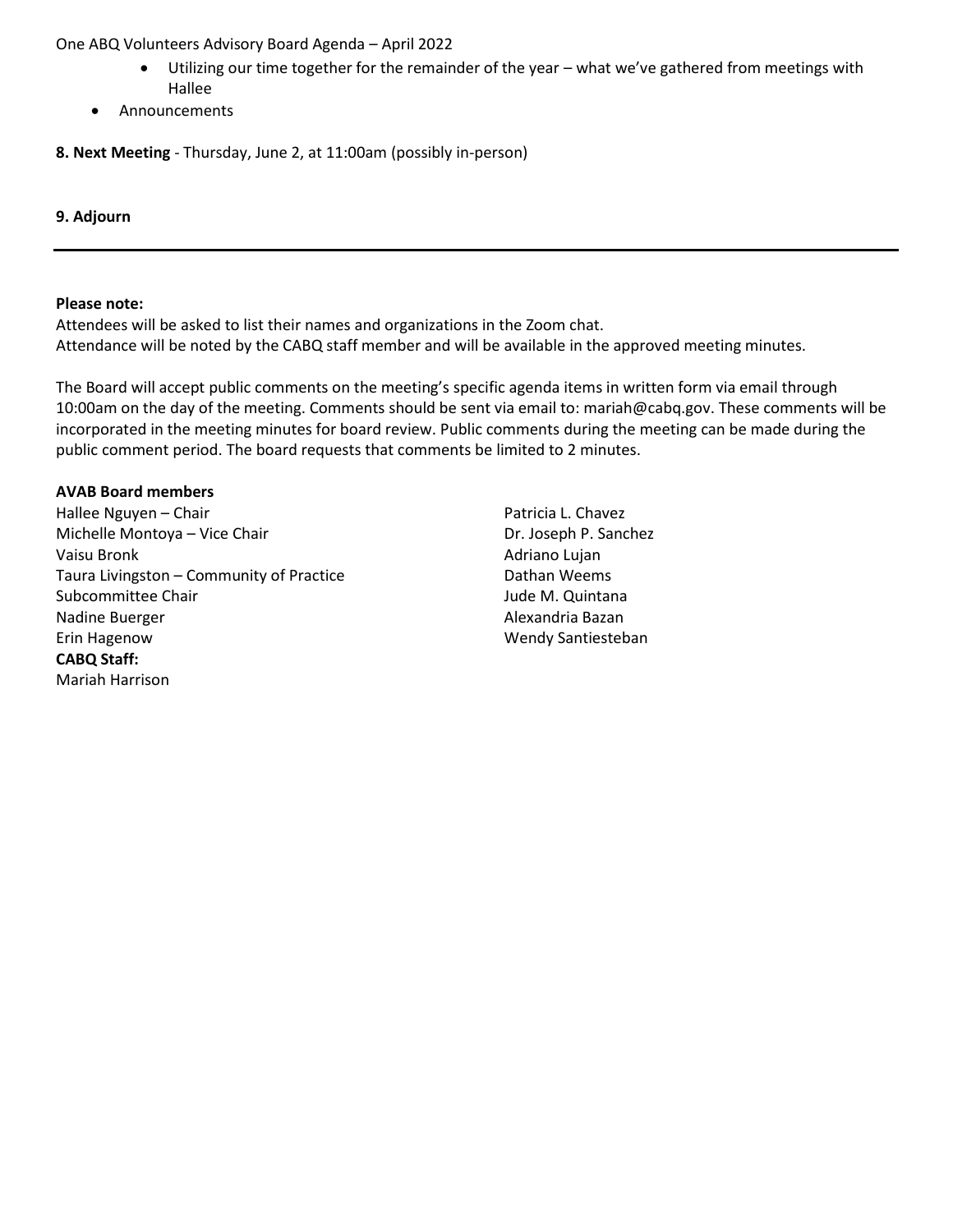- Utilizing our time together for the remainder of the year – what we've gathered from meetings with Hallee
- Announcements

**8. Next Meeting** - Thursday, June 2, at 11:00am (possibly in-person)

**9. Adjourn**

---

**Please note:**

Attendees will be asked to list their names and organizations in the Zoom chat.
Attendance will be noted by the CABQ staff member and will be available in the approved meeting minutes.

The Board will accept public comments on the meeting's specific agenda items in written form via email through 10:00am on the day of the meeting. Comments should be sent via email to: mariah@cabq.gov. These comments will be incorporated in the meeting minutes for board review. Public comments during the meeting can be made during the public comment period. The board requests that comments be limited to 2 minutes.

**AVAB Board members**

Hallee Nguyen – Chair
Michelle Montoya – Vice Chair
Vaisu Bronk
Taura Livingston – Community of Practice Subcommittee Chair
Nadine Buerger
Erin Hagenow
Patricia L. Chavez
Dr. Joseph P. Sanchez
Adriano Lujan
Dathan Weems
Jude M. Quintana
Alexandria Bazan
Wendy Santiesteban

**CABQ Staff:**
Mariah Harrison